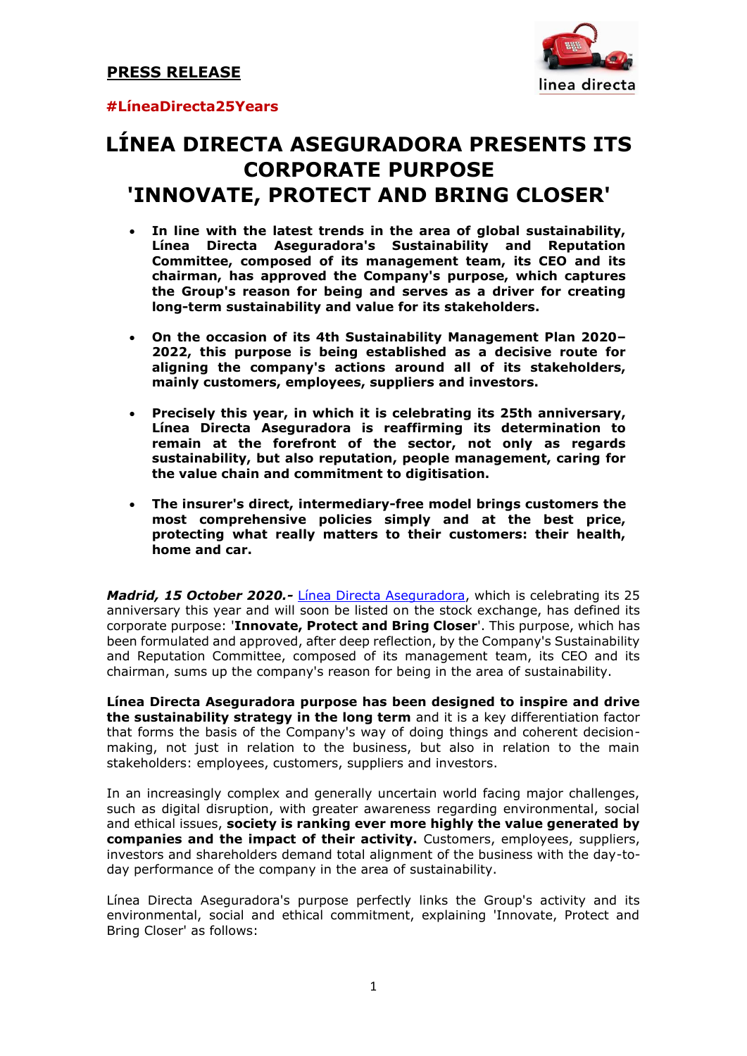**PRESS RELEASE**

**#LíneaDirecta25Years**

# LÍNEA DIRECTA ASEGURADORA PRESENTS ITS CORPORATE PURPOSE 'INNOVATE, PROTECT AND BRING CLOSER'

- **In line with the latest trends in the area of global sustainability, Línea Directa Aseguradora's Sustainability and Reputation Committee, composed of its management team, its CEO and its chairman, has approved the Company's purpose, which captures the Group's reason for being and serves as a driver for creating long-term sustainability and value for its stakeholders.**

- **On the occasion of its 4th Sustainability Management Plan 2020–2022, this purpose is being established as a decisive route for aligning the company's actions around all of its stakeholders, mainly customers, employees, suppliers and investors.**

- **Precisely this year, in which it is celebrating its 25th anniversary, Línea Directa Aseguradora is reaffirming its determination to remain at the forefront of the sector, not only as regards sustainability, but also reputation, people management, caring for the value chain and commitment to digitisation.**

- **The insurer's direct, intermediary-free model brings customers the most comprehensive policies simply and at the best price, protecting what really matters to their customers: their health, home and car.**

***Madrid, 15 October 2020.-*** Línea Directa Aseguradora, which is celebrating its 25 anniversary this year and will soon be listed on the stock exchange, has defined its corporate purpose: '**Innovate, Protect and Bring Closer**'. This purpose, which has been formulated and approved, after deep reflection, by the Company's Sustainability and Reputation Committee, composed of its management team, its CEO and its chairman, sums up the company's reason for being in the area of sustainability.

**Línea Directa Aseguradora purpose has been designed to inspire and drive the sustainability strategy in the long term** and it is a key differentiation factor that forms the basis of the Company's way of doing things and coherent decision-making, not just in relation to the business, but also in relation to the main stakeholders: employees, customers, suppliers and investors.

In an increasingly complex and generally uncertain world facing major challenges, such as digital disruption, with greater awareness regarding environmental, social and ethical issues, **society is ranking ever more highly the value generated by companies and the impact of their activity.** Customers, employees, suppliers, investors and shareholders demand total alignment of the business with the day-to-day performance of the company in the area of sustainability.

Línea Directa Aseguradora's purpose perfectly links the Group's activity and its environmental, social and ethical commitment, explaining 'Innovate, Protect and Bring Closer' as follows: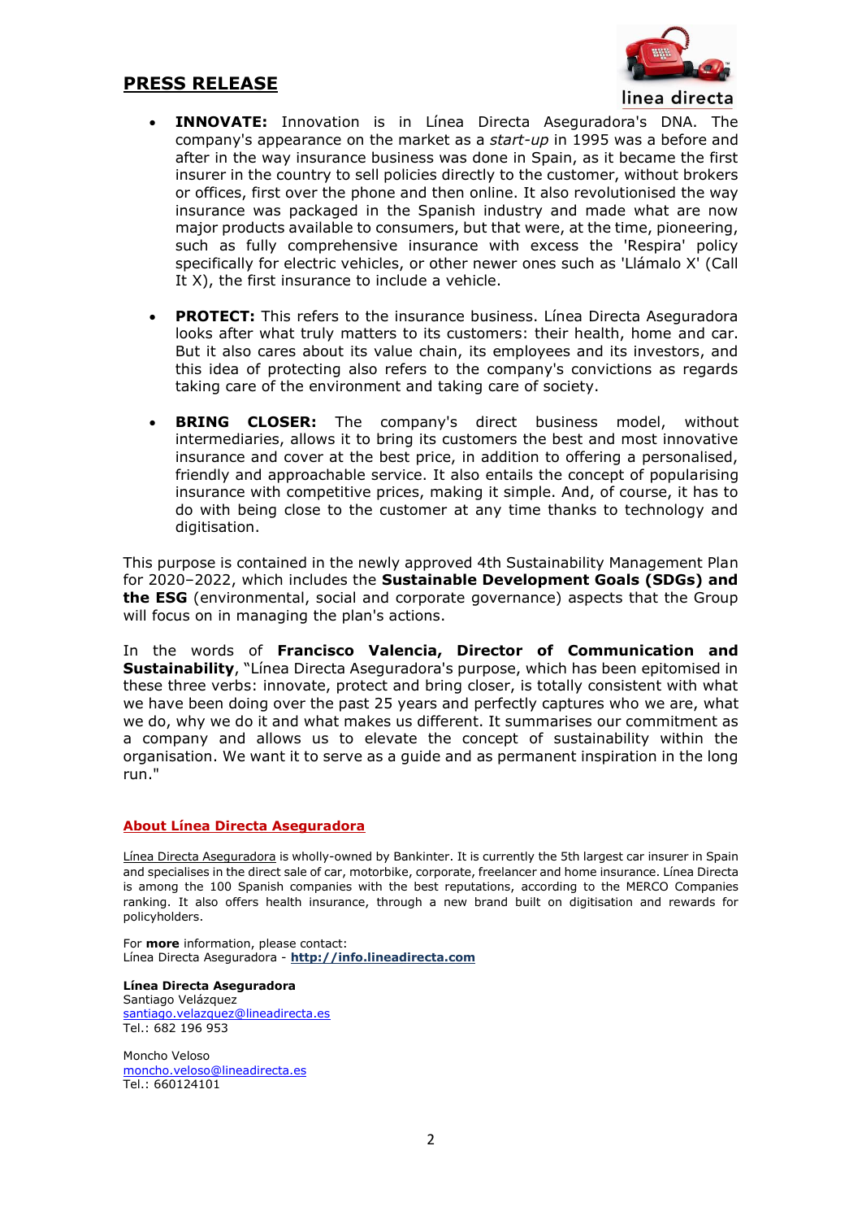## PRESS RELEASE

- **INNOVATE:** Innovation is in Línea Directa Aseguradora's DNA. The company's appearance on the market as a *start-up* in 1995 was a before and after in the way insurance business was done in Spain, as it became the first insurer in the country to sell policies directly to the customer, without brokers or offices, first over the phone and then online. It also revolutionised the way insurance was packaged in the Spanish industry and made what are now major products available to consumers, but that were, at the time, pioneering, such as fully comprehensive insurance with excess the 'Respira' policy specifically for electric vehicles, or other newer ones such as 'Llámalo X' (Call It X), the first insurance to include a vehicle.

- **PROTECT:** This refers to the insurance business. Línea Directa Aseguradora looks after what truly matters to its customers: their health, home and car. But it also cares about its value chain, its employees and its investors, and this idea of protecting also refers to the company's convictions as regards taking care of the environment and taking care of society.

- **BRING CLOSER:** The company's direct business model, without intermediaries, allows it to bring its customers the best and most innovative insurance and cover at the best price, in addition to offering a personalised, friendly and approachable service. It also entails the concept of popularising insurance with competitive prices, making it simple. And, of course, it has to do with being close to the customer at any time thanks to technology and digitisation.

This purpose is contained in the newly approved 4th Sustainability Management Plan for 2020–2022, which includes the **Sustainable Development Goals (SDGs) and the ESG** (environmental, social and corporate governance) aspects that the Group will focus on in managing the plan's actions.

In the words of **Francisco Valencia, Director of Communication and Sustainability**, "Línea Directa Aseguradora's purpose, which has been epitomised in these three verbs: innovate, protect and bring closer, is totally consistent with what we have been doing over the past 25 years and perfectly captures who we are, what we do, why we do it and what makes us different. It summarises our commitment as a company and allows us to elevate the concept of sustainability within the organisation. We want it to serve as a guide and as permanent inspiration in the long run."

### About Línea Directa Aseguradora

Línea Directa Aseguradora is wholly-owned by Bankinter. It is currently the 5th largest car insurer in Spain and specialises in the direct sale of car, motorbike, corporate, freelancer and home insurance. Línea Directa is among the 100 Spanish companies with the best reputations, according to the MERCO Companies ranking. It also offers health insurance, through a new brand built on digitisation and rewards for policyholders.

For **more** information, please contact:
Línea Directa Aseguradora - **http://info.lineadirecta.com**

**Línea Directa Aseguradora**
Santiago Velázquez
santiago.velazquez@lineadirecta.es
Tel.: 682 196 953

Moncho Veloso
moncho.veloso@lineadirecta.es
Tel.: 660124101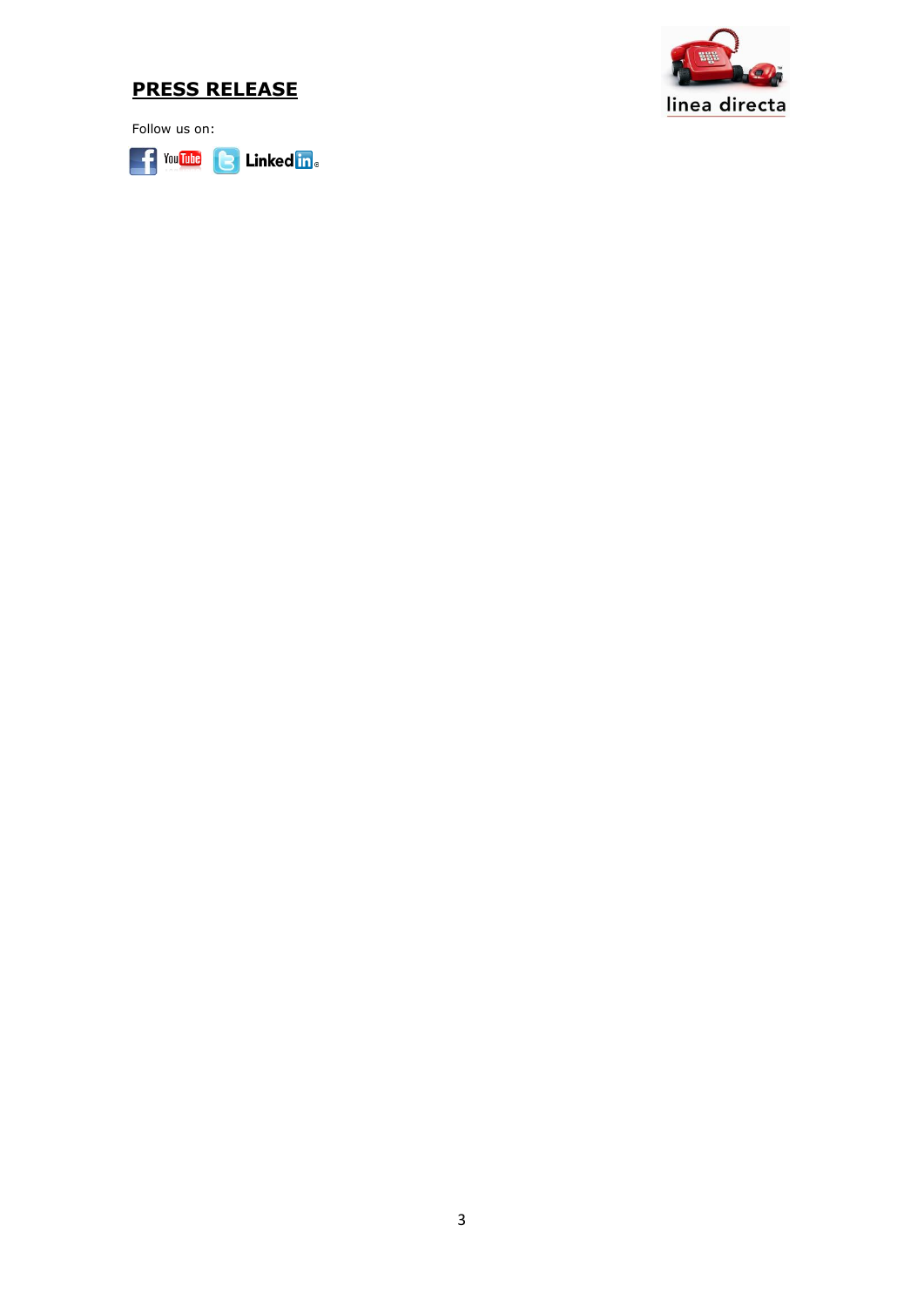## PRESS RELEASE

Follow us on: